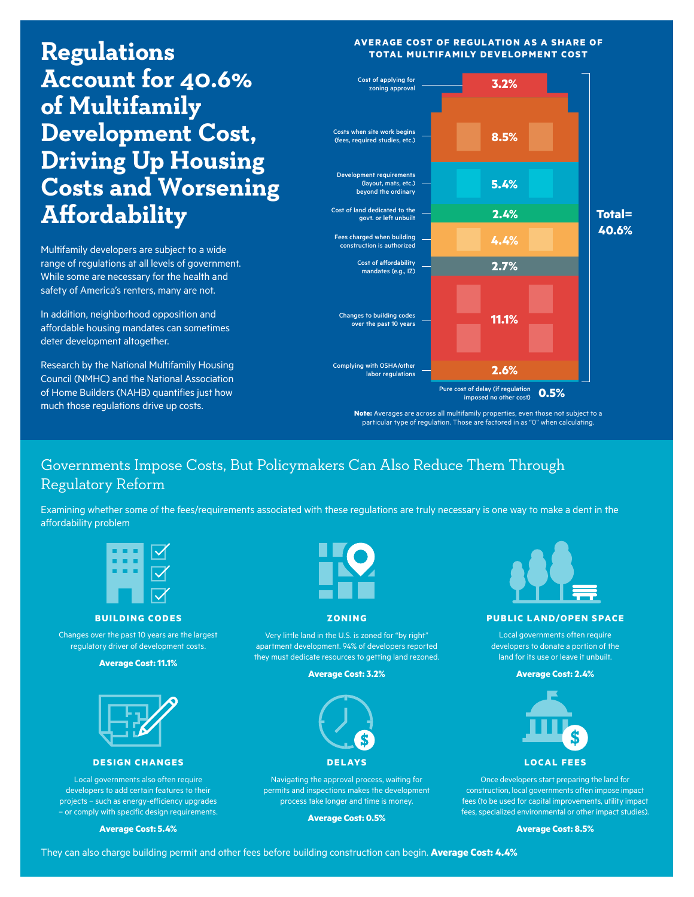# Regulations Account for 40.6% of Multifamily Development Cost, Driving Up Housing Costs and Worsening Affordability

Multifamily developers are subject to a wide range of regulations at all levels of government. While some are necessary for the health and safety of America's renters, many are not.

In addition, neighborhood opposition and affordable housing mandates can sometimes deter development altogether.

Research by the National Multifamily Housing Council (NMHC) and the National Association of Home Builders (NAHB) quantifies just how much those regulations drive up costs.

**AVERAGE COST OF REGULATION AS A SHARE OF TOTAL MULTIFAMILY DEVELOPMENT COST**

| Regulation | Share |
|---|---|
| Cost of applying for zoning approval | 3.2% |
| Costs when site work begins (fees, required studies, etc.) | 8.5% |
| Development requirements (layout, mats, etc.) beyond the ordinary | 5.4% |
| Cost of land dedicated to the govt. or left unbuilt | 2.4% |
| Fees charged when building construction is authorized | 4.4% |
| Cost of affordability mandates (e.g., IZ) | 2.7% |
| Changes to building codes over the past 10 years | 11.1% |
| Complying with OSHA/other labor regulations | 2.6% |
| Pure cost of delay (if regulation imposed no other cost) | 0.5% |
| **Total** | **40.6%** |

**Note:** Averages are across all multifamily properties, even those not subject to a particular type of regulation. Those are factored in as "0" when calculating.

## Governments Impose Costs, But Policymakers Can Also Reduce Them Through Regulatory Reform

Examining whether some of the fees/requirements associated with these regulations are truly necessary is one way to make a dent in the affordability problem

### BUILDING CODES

Changes over the past 10 years are the largest regulatory driver of development costs.

**Average Cost: 11.1%**

### ZONING

Very little land in the U.S. is zoned for "by right" apartment development. 94% of developers reported they must dedicate resources to getting land rezoned.

**Average Cost: 3.2%**

### PUBLIC LAND/OPEN SPACE

Local governments often require developers to donate a portion of the land for its use or leave it unbuilt.

**Average Cost: 2.4%**

### DESIGN CHANGES

Local governments also often require developers to add certain features to their projects – such as energy-efficiency upgrades – or comply with specific design requirements.

**Average Cost: 5.4%**

### DELAYS

Navigating the approval process, waiting for permits and inspections makes the development process take longer and time is money.

**Average Cost: 0.5%**

### LOCAL FEES

Once developers start preparing the land for construction, local governments often impose impact fees (to be used for capital improvements, utility impact fees, specialized environmental or other impact studies).

**Average Cost: 8.5%**

They can also charge building permit and other fees before building construction can begin. **Average Cost: 4.4%**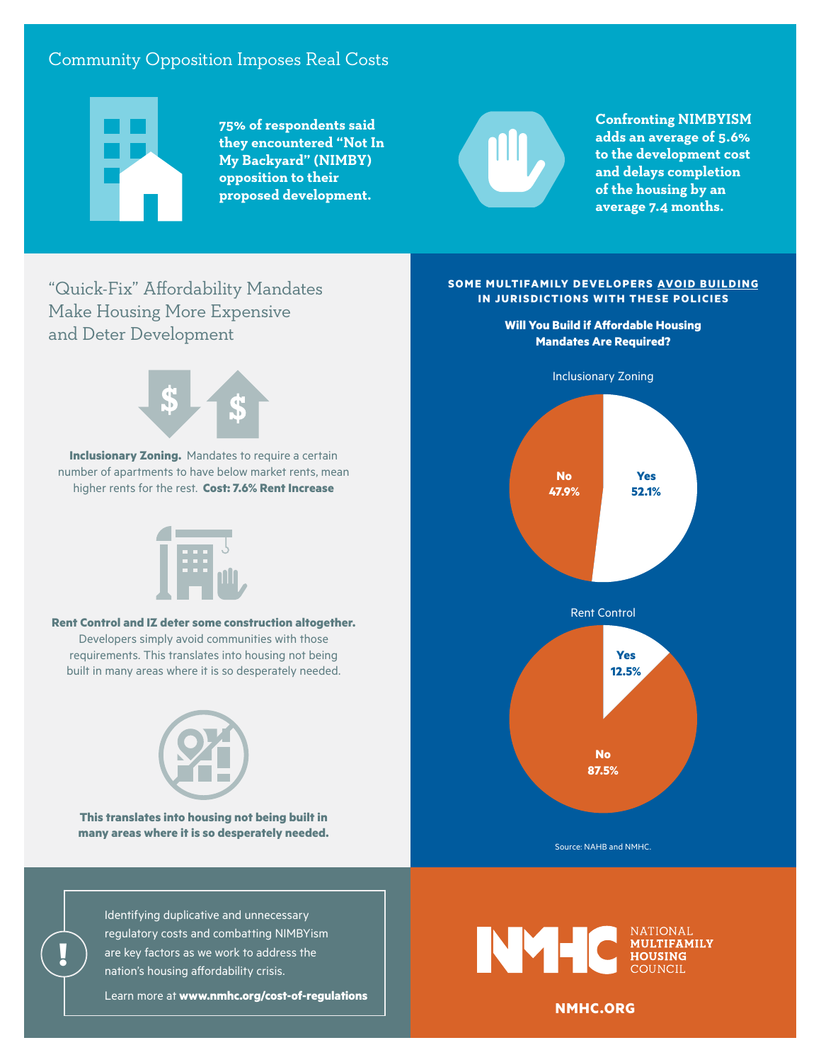## Community Opposition Imposes Real Costs

**75% of respondents said they encountered "Not In My Backyard" (NIMBY) opposition to their proposed development.**

**Confronting NIMBYISM adds an average of 5.6% to the development cost and delays completion of the housing by an average 7.4 months.**

## "Quick-Fix" Affordability Mandates Make Housing More Expensive and Deter Development

**Inclusionary Zoning.** Mandates to require a certain number of apartments to have below market rents, mean higher rents for the rest. **Cost: 7.6% Rent Increase**

**Rent Control and IZ deter some construction altogether.** Developers simply avoid communities with those requirements. This translates into housing not being built in many areas where it is so desperately needed.

**This translates into housing not being built in many areas where it is so desperately needed.**

**SOME MULTIFAMILY DEVELOPERS AVOID BUILDING IN JURISDICTIONS WITH THESE POLICIES**

**Will You Build if Affordable Housing Mandates Are Required?**

Inclusionary Zoning

No 47.9%

Yes 52.1%

Rent Control

Yes 12.5%

No 87.5%

Source: NAHB and NMHC.

Identifying duplicative and unnecessary regulatory costs and combatting NIMBYism are key factors as we work to address the nation's housing affordability crisis.

Learn more at **www.nmhc.org/cost-of-regulations**

NMHC NATIONAL MULTIFAMILY HOUSING COUNCIL

**NMHC.ORG**